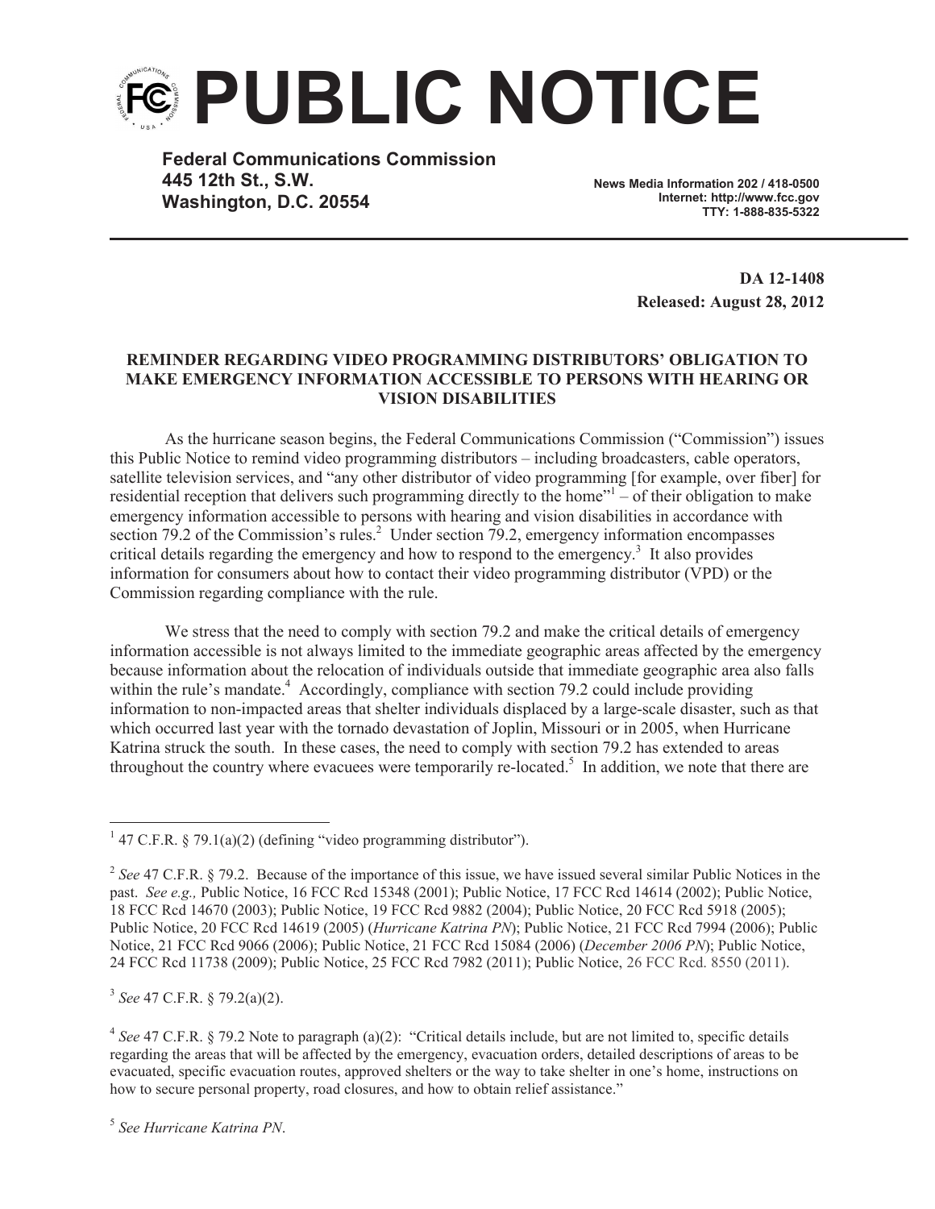# PUBLIC NOTICE

**Federal Communications Commission**
**445 12th St., S.W.**
**Washington, D.C. 20554**

**News Media Information 202 / 418-0500**
**Internet: http://www.fcc.gov**
**TTY: 1-888-835-5322**

**DA 12-1408**
**Released: August 28, 2012**

**REMINDER REGARDING VIDEO PROGRAMMING DISTRIBUTORS' OBLIGATION TO MAKE EMERGENCY INFORMATION ACCESSIBLE TO PERSONS WITH HEARING OR VISION DISABILITIES**

As the hurricane season begins, the Federal Communications Commission ("Commission") issues this Public Notice to remind video programming distributors – including broadcasters, cable operators, satellite television services, and "any other distributor of video programming [for example, over fiber] for residential reception that delivers such programming directly to the home"[1] – of their obligation to make emergency information accessible to persons with hearing and vision disabilities in accordance with section 79.2 of the Commission's rules.[2] Under section 79.2, emergency information encompasses critical details regarding the emergency and how to respond to the emergency.[3] It also provides information for consumers about how to contact their video programming distributor (VPD) or the Commission regarding compliance with the rule.

We stress that the need to comply with section 79.2 and make the critical details of emergency information accessible is not always limited to the immediate geographic areas affected by the emergency because information about the relocation of individuals outside that immediate geographic area also falls within the rule's mandate.[4] Accordingly, compliance with section 79.2 could include providing information to non-impacted areas that shelter individuals displaced by a large-scale disaster, such as that which occurred last year with the tornado devastation of Joplin, Missouri or in 2005, when Hurricane Katrina struck the south. In these cases, the need to comply with section 79.2 has extended to areas throughout the country where evacuees were temporarily re-located.[5] In addition, we note that there are

---

[1] 47 C.F.R. § 79.1(a)(2) (defining "video programming distributor").

[2] *See* 47 C.F.R. § 79.2. Because of the importance of this issue, we have issued several similar Public Notices in the past. *See e.g.,* Public Notice, 16 FCC Rcd 15348 (2001); Public Notice, 17 FCC Rcd 14614 (2002); Public Notice, 18 FCC Rcd 14670 (2003); Public Notice, 19 FCC Rcd 9882 (2004); Public Notice, 20 FCC Rcd 5918 (2005); Public Notice, 20 FCC Rcd 14619 (2005) (*Hurricane Katrina PN*); Public Notice, 21 FCC Rcd 7994 (2006); Public Notice, 21 FCC Rcd 9066 (2006); Public Notice, 21 FCC Rcd 15084 (2006) (*December 2006 PN*); Public Notice, 24 FCC Rcd 11738 (2009); Public Notice, 25 FCC Rcd 7982 (2011); Public Notice, 26 FCC Rcd. 8550 (2011).

[3] *See* 47 C.F.R. § 79.2(a)(2).

[4] *See* 47 C.F.R. § 79.2 Note to paragraph (a)(2): "Critical details include, but are not limited to, specific details regarding the areas that will be affected by the emergency, evacuation orders, detailed descriptions of areas to be evacuated, specific evacuation routes, approved shelters or the way to take shelter in one's home, instructions on how to secure personal property, road closures, and how to obtain relief assistance."

[5] *See Hurricane Katrina PN*.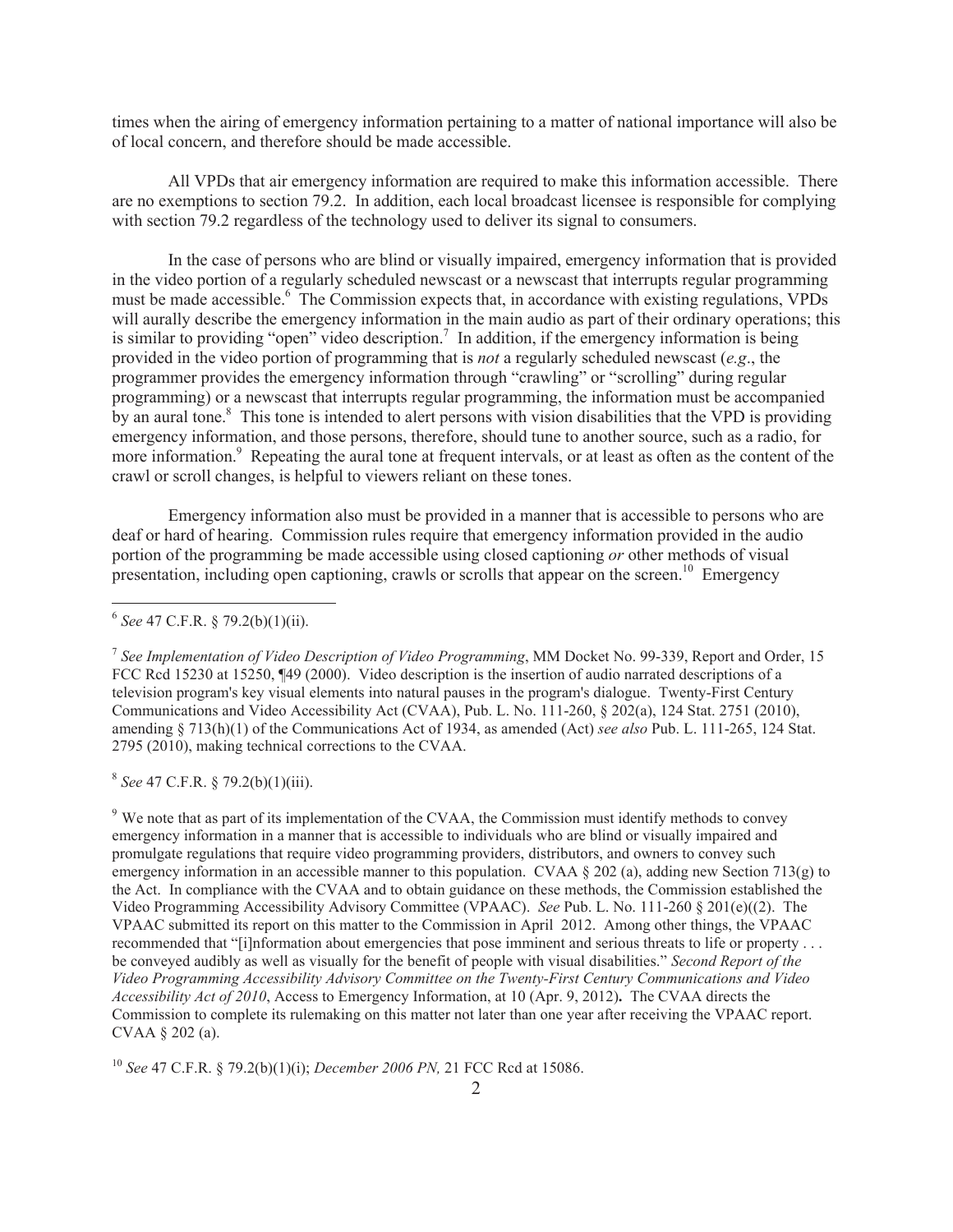times when the airing of emergency information pertaining to a matter of national importance will also be of local concern, and therefore should be made accessible.

All VPDs that air emergency information are required to make this information accessible. There are no exemptions to section 79.2. In addition, each local broadcast licensee is responsible for complying with section 79.2 regardless of the technology used to deliver its signal to consumers.

In the case of persons who are blind or visually impaired, emergency information that is provided in the video portion of a regularly scheduled newscast or a newscast that interrupts regular programming must be made accessible.[6] The Commission expects that, in accordance with existing regulations, VPDs will aurally describe the emergency information in the main audio as part of their ordinary operations; this is similar to providing "open" video description.[7] In addition, if the emergency information is being provided in the video portion of programming that is *not* a regularly scheduled newscast (*e.g*., the programmer provides the emergency information through "crawling" or "scrolling" during regular programming) or a newscast that interrupts regular programming, the information must be accompanied by an aural tone.[8] This tone is intended to alert persons with vision disabilities that the VPD is providing emergency information, and those persons, therefore, should tune to another source, such as a radio, for more information.[9] Repeating the aural tone at frequent intervals, or at least as often as the content of the crawl or scroll changes, is helpful to viewers reliant on these tones.

Emergency information also must be provided in a manner that is accessible to persons who are deaf or hard of hearing. Commission rules require that emergency information provided in the audio portion of the programming be made accessible using closed captioning *or* other methods of visual presentation, including open captioning, crawls or scrolls that appear on the screen.[10] Emergency

---

[6] *See* 47 C.F.R. § 79.2(b)(1)(ii).

[7] *See Implementation of Video Description of Video Programming*, MM Docket No. 99-339, Report and Order, 15 FCC Rcd 15230 at 15250, ¶49 (2000). Video description is the insertion of audio narrated descriptions of a television program's key visual elements into natural pauses in the program's dialogue. Twenty-First Century Communications and Video Accessibility Act (CVAA), Pub. L. No. 111-260, § 202(a), 124 Stat. 2751 (2010), amending § 713(h)(1) of the Communications Act of 1934, as amended (Act) *see also* Pub. L. 111-265, 124 Stat. 2795 (2010), making technical corrections to the CVAA.

[8] *See* 47 C.F.R. § 79.2(b)(1)(iii).

[9] We note that as part of its implementation of the CVAA, the Commission must identify methods to convey emergency information in a manner that is accessible to individuals who are blind or visually impaired and promulgate regulations that require video programming providers, distributors, and owners to convey such emergency information in an accessible manner to this population. CVAA § 202 (a), adding new Section 713(g) to the Act. In compliance with the CVAA and to obtain guidance on these methods, the Commission established the Video Programming Accessibility Advisory Committee (VPAAC). *See* Pub. L. No. 111-260 § 201(e)((2). The VPAAC submitted its report on this matter to the Commission in April 2012. Among other things, the VPAAC recommended that "[i]nformation about emergencies that pose imminent and serious threats to life or property . . . be conveyed audibly as well as visually for the benefit of people with visual disabilities." *Second Report of the Video Programming Accessibility Advisory Committee on the Twenty-First Century Communications and Video Accessibility Act of 2010*, Access to Emergency Information, at 10 (Apr. 9, 2012). The CVAA directs the Commission to complete its rulemaking on this matter not later than one year after receiving the VPAAC report. CVAA § 202 (a).

[10] *See* 47 C.F.R. § 79.2(b)(1)(i); *December 2006 PN,* 21 FCC Rcd at 15086.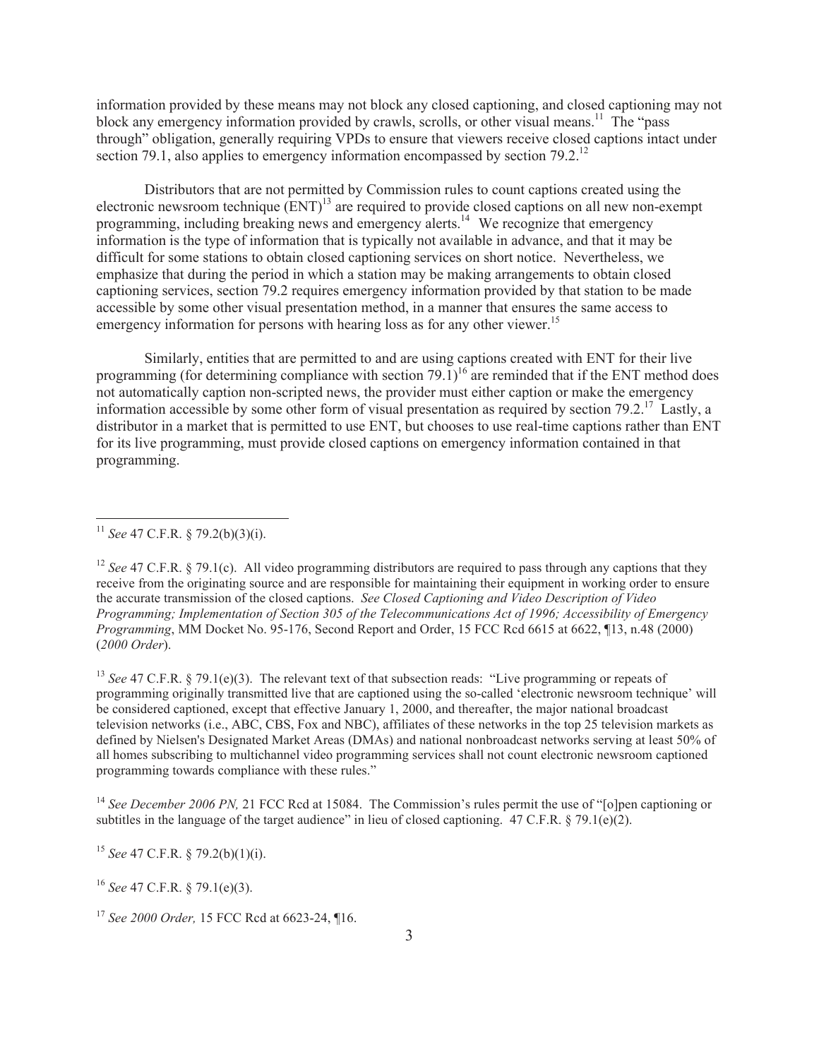information provided by these means may not block any closed captioning, and closed captioning may not block any emergency information provided by crawls, scrolls, or other visual means.[11] The "pass through" obligation, generally requiring VPDs to ensure that viewers receive closed captions intact under section 79.1, also applies to emergency information encompassed by section 79.2.[12]

Distributors that are not permitted by Commission rules to count captions created using the electronic newsroom technique (ENT)[13] are required to provide closed captions on all new non-exempt programming, including breaking news and emergency alerts.[14] We recognize that emergency information is the type of information that is typically not available in advance, and that it may be difficult for some stations to obtain closed captioning services on short notice. Nevertheless, we emphasize that during the period in which a station may be making arrangements to obtain closed captioning services, section 79.2 requires emergency information provided by that station to be made accessible by some other visual presentation method, in a manner that ensures the same access to emergency information for persons with hearing loss as for any other viewer.[15]

Similarly, entities that are permitted to and are using captions created with ENT for their live programming (for determining compliance with section 79.1)[16] are reminded that if the ENT method does not automatically caption non-scripted news, the provider must either caption or make the emergency information accessible by some other form of visual presentation as required by section 79.2.[17] Lastly, a distributor in a market that is permitted to use ENT, but chooses to use real-time captions rather than ENT for its live programming, must provide closed captions on emergency information contained in that programming.

---

[11] *See* 47 C.F.R. § 79.2(b)(3)(i).

[12] *See* 47 C.F.R. § 79.1(c). All video programming distributors are required to pass through any captions that they receive from the originating source and are responsible for maintaining their equipment in working order to ensure the accurate transmission of the closed captions. *See Closed Captioning and Video Description of Video Programming; Implementation of Section 305 of the Telecommunications Act of 1996; Accessibility of Emergency Programming*, MM Docket No. 95-176, Second Report and Order, 15 FCC Rcd 6615 at 6622, ¶13, n.48 (2000) (*2000 Order*).

[13] *See* 47 C.F.R. § 79.1(e)(3). The relevant text of that subsection reads: "Live programming or repeats of programming originally transmitted live that are captioned using the so-called 'electronic newsroom technique' will be considered captioned, except that effective January 1, 2000, and thereafter, the major national broadcast television networks (i.e., ABC, CBS, Fox and NBC), affiliates of these networks in the top 25 television markets as defined by Nielsen's Designated Market Areas (DMAs) and national nonbroadcast networks serving at least 50% of all homes subscribing to multichannel video programming services shall not count electronic newsroom captioned programming towards compliance with these rules."

[14] *See December 2006 PN,* 21 FCC Rcd at 15084. The Commission's rules permit the use of "[o]pen captioning or subtitles in the language of the target audience" in lieu of closed captioning. 47 C.F.R. § 79.1(e)(2).

[15] *See* 47 C.F.R. § 79.2(b)(1)(i).

[16] *See* 47 C.F.R. § 79.1(e)(3).

[17] *See 2000 Order,* 15 FCC Rcd at 6623-24, ¶16.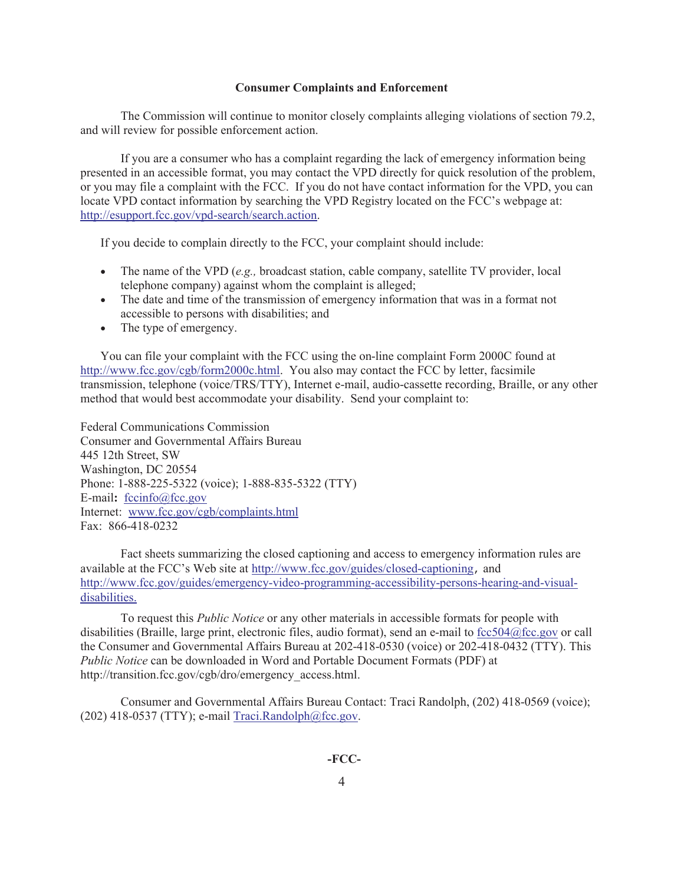**Consumer Complaints and Enforcement**

The Commission will continue to monitor closely complaints alleging violations of section 79.2, and will review for possible enforcement action.

If you are a consumer who has a complaint regarding the lack of emergency information being presented in an accessible format, you may contact the VPD directly for quick resolution of the problem, or you may file a complaint with the FCC. If you do not have contact information for the VPD, you can locate VPD contact information by searching the VPD Registry located on the FCC's webpage at: http://esupport.fcc.gov/vpd-search/search.action.

If you decide to complain directly to the FCC, your complaint should include:

- The name of the VPD (*e.g.,* broadcast station, cable company, satellite TV provider, local telephone company) against whom the complaint is alleged;
- The date and time of the transmission of emergency information that was in a format not accessible to persons with disabilities; and
- The type of emergency.

You can file your complaint with the FCC using the on-line complaint Form 2000C found at http://www.fcc.gov/cgb/form2000c.html. You also may contact the FCC by letter, facsimile transmission, telephone (voice/TRS/TTY), Internet e-mail, audio-cassette recording, Braille, or any other method that would best accommodate your disability. Send your complaint to:

Federal Communications Commission
Consumer and Governmental Affairs Bureau
445 12th Street, SW
Washington, DC 20554
Phone: 1-888-225-5322 (voice); 1-888-835-5322 (TTY)
E-mail**:** fccinfo@fcc.gov
Internet: www.fcc.gov/cgb/complaints.html
Fax: 866-418-0232

Fact sheets summarizing the closed captioning and access to emergency information rules are available at the FCC's Web site at http://www.fcc.gov/guides/closed-captioning, and http://www.fcc.gov/guides/emergency-video-programming-accessibility-persons-hearing-and-visual-disabilities.

To request this *Public Notice* or any other materials in accessible formats for people with disabilities (Braille, large print, electronic files, audio format), send an e-mail to fcc504@fcc.gov or call the Consumer and Governmental Affairs Bureau at 202-418-0530 (voice) or 202-418-0432 (TTY). This *Public Notice* can be downloaded in Word and Portable Document Formats (PDF) at http://transition.fcc.gov/cgb/dro/emergency_access.html.

Consumer and Governmental Affairs Bureau Contact: Traci Randolph, (202) 418-0569 (voice); (202) 418-0537 (TTY); e-mail Traci.Randolph@fcc.gov.

**-FCC-**